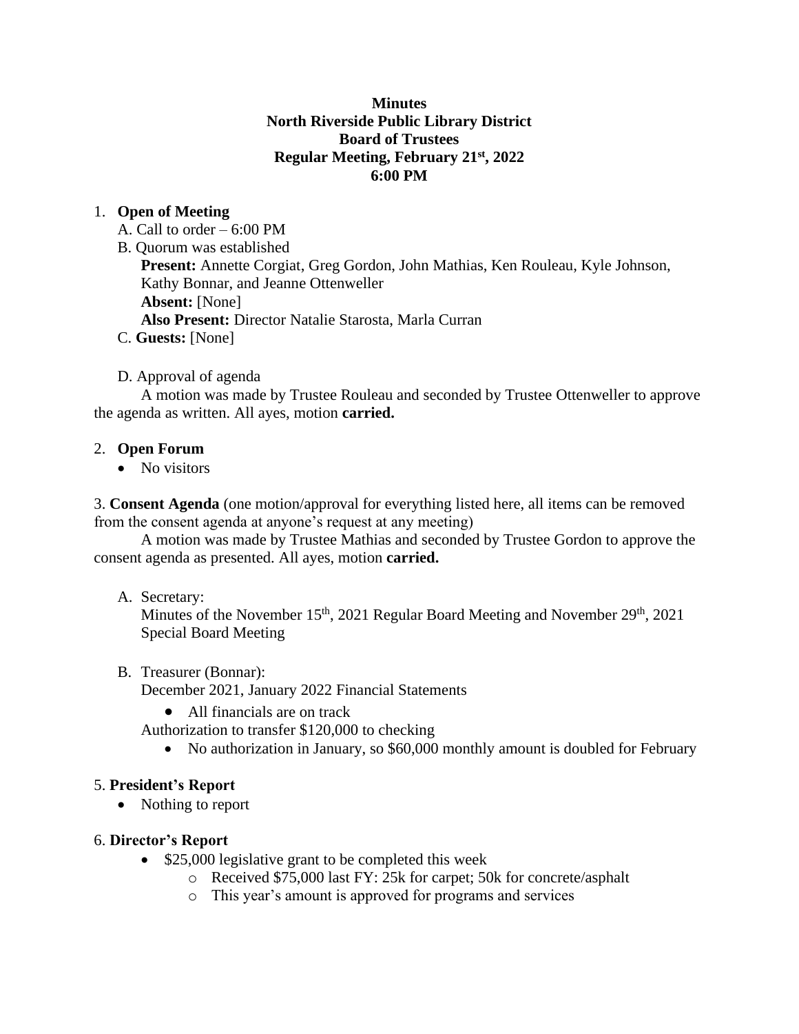**Minutes**
**North Riverside Public Library District**
**Board of Trustees**
**Regular Meeting, February 21st, 2022**
**6:00 PM**

1. **Open of Meeting**
   A. Call to order – 6:00 PM
   B. Quorum was established
      **Present:** Annette Corgiat, Greg Gordon, John Mathias, Ken Rouleau, Kyle Johnson, Kathy Bonnar, and Jeanne Ottenweller
      **Absent:** [None]
      **Also Present:** Director Natalie Starosta, Marla Curran
   C. **Guests:** [None]

   D. Approval of agenda
      A motion was made by Trustee Rouleau and seconded by Trustee Ottenweller to approve the agenda as written. All ayes, motion **carried.**

2. **Open Forum**
   - No visitors

3. **Consent Agenda** (one motion/approval for everything listed here, all items can be removed from the consent agenda at anyone's request at any meeting)
   A motion was made by Trustee Mathias and seconded by Trustee Gordon to approve the consent agenda as presented. All ayes, motion **carried.**

   A. Secretary:
      Minutes of the November 15th, 2021 Regular Board Meeting and November 29th, 2021 Special Board Meeting

   B. Treasurer (Bonnar):
      December 2021, January 2022 Financial Statements
      - All financials are on track

      Authorization to transfer $120,000 to checking
      - No authorization in January, so $60,000 monthly amount is doubled for February

5. **President's Report**
   - Nothing to report

6. **Director's Report**
   - $25,000 legislative grant to be completed this week
     - Received $75,000 last FY: 25k for carpet; 50k for concrete/asphalt
     - This year's amount is approved for programs and services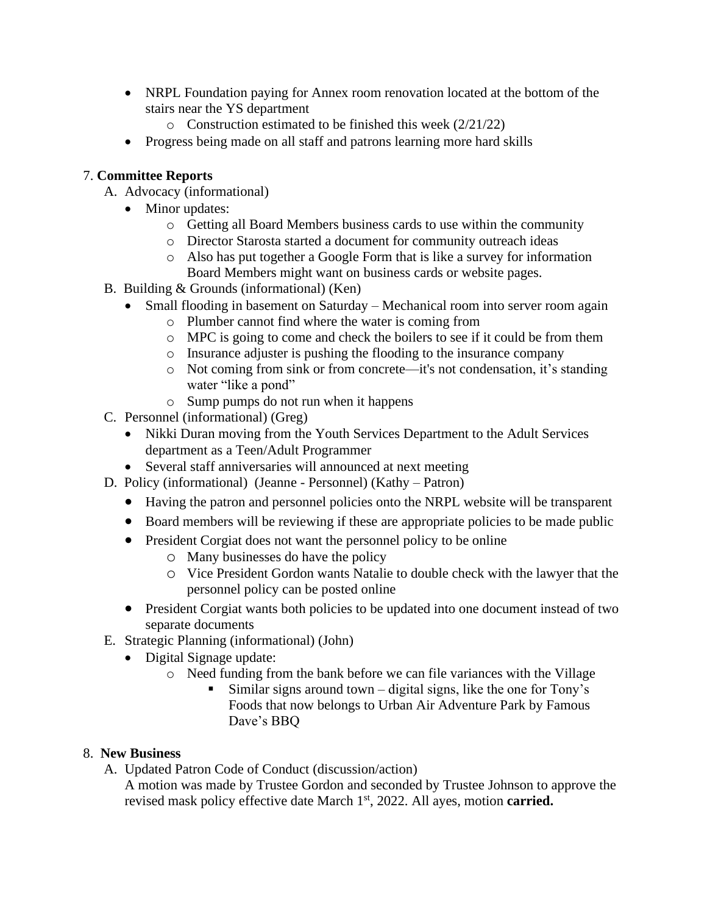- NRPL Foundation paying for Annex room renovation located at the bottom of the stairs near the YS department
  - Construction estimated to be finished this week (2/21/22)
- Progress being made on all staff and patrons learning more hard skills

7. **Committee Reports**
   A. Advocacy (informational)
   - Minor updates:
     - Getting all Board Members business cards to use within the community
     - Director Starosta started a document for community outreach ideas
     - Also has put together a Google Form that is like a survey for information Board Members might want on business cards or website pages.

   B. Building & Grounds (informational) (Ken)
   - Small flooding in basement on Saturday – Mechanical room into server room again
     - Plumber cannot find where the water is coming from
     - MPC is going to come and check the boilers to see if it could be from them
     - Insurance adjuster is pushing the flooding to the insurance company
     - Not coming from sink or from concrete—it's not condensation, it's standing water "like a pond"
     - Sump pumps do not run when it happens

   C. Personnel (informational) (Greg)
   - Nikki Duran moving from the Youth Services Department to the Adult Services department as a Teen/Adult Programmer
   - Several staff anniversaries will announced at next meeting

   D. Policy (informational) (Jeanne - Personnel) (Kathy – Patron)
   - Having the patron and personnel policies onto the NRPL website will be transparent
   - Board members will be reviewing if these are appropriate policies to be made public
   - President Corgiat does not want the personnel policy to be online
     - Many businesses do have the policy
     - Vice President Gordon wants Natalie to double check with the lawyer that the personnel policy can be posted online
   - President Corgiat wants both policies to be updated into one document instead of two separate documents

   E. Strategic Planning (informational) (John)
   - Digital Signage update:
     - Need funding from the bank before we can file variances with the Village
       - Similar signs around town – digital signs, like the one for Tony's Foods that now belongs to Urban Air Adventure Park by Famous Dave's BBQ

8. **New Business**
   A. Updated Patron Code of Conduct (discussion/action)
   A motion was made by Trustee Gordon and seconded by Trustee Johnson to approve the revised mask policy effective date March 1st, 2022. All ayes, motion **carried.**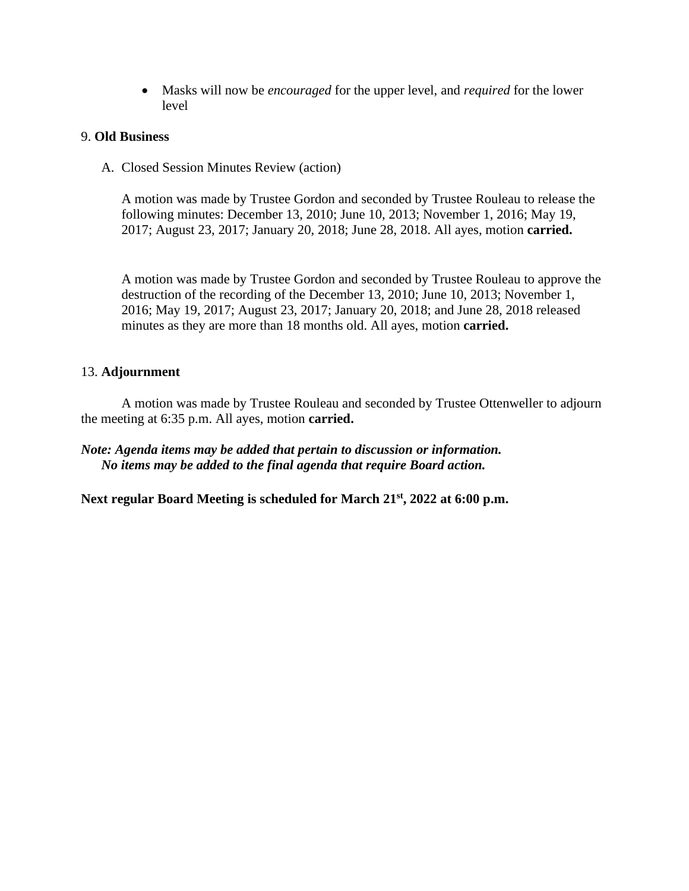- Masks will now be *encouraged* for the upper level, and *required* for the lower level

9. **Old Business**

A. Closed Session Minutes Review (action)

A motion was made by Trustee Gordon and seconded by Trustee Rouleau to release the following minutes: December 13, 2010; June 10, 2013; November 1, 2016; May 19, 2017; August 23, 2017; January 20, 2018; June 28, 2018. All ayes, motion **carried.**

A motion was made by Trustee Gordon and seconded by Trustee Rouleau to approve the destruction of the recording of the December 13, 2010; June 10, 2013; November 1, 2016; May 19, 2017; August 23, 2017; January 20, 2018; and June 28, 2018 released minutes as they are more than 18 months old. All ayes, motion **carried.**

13. **Adjournment**

A motion was made by Trustee Rouleau and seconded by Trustee Ottenweller to adjourn the meeting at 6:35 p.m. All ayes, motion **carried.**

***Note: Agenda items may be added that pertain to discussion or information. No items may be added to the final agenda that require Board action.***

**Next regular Board Meeting is scheduled for March 21st, 2022 at 6:00 p.m.**